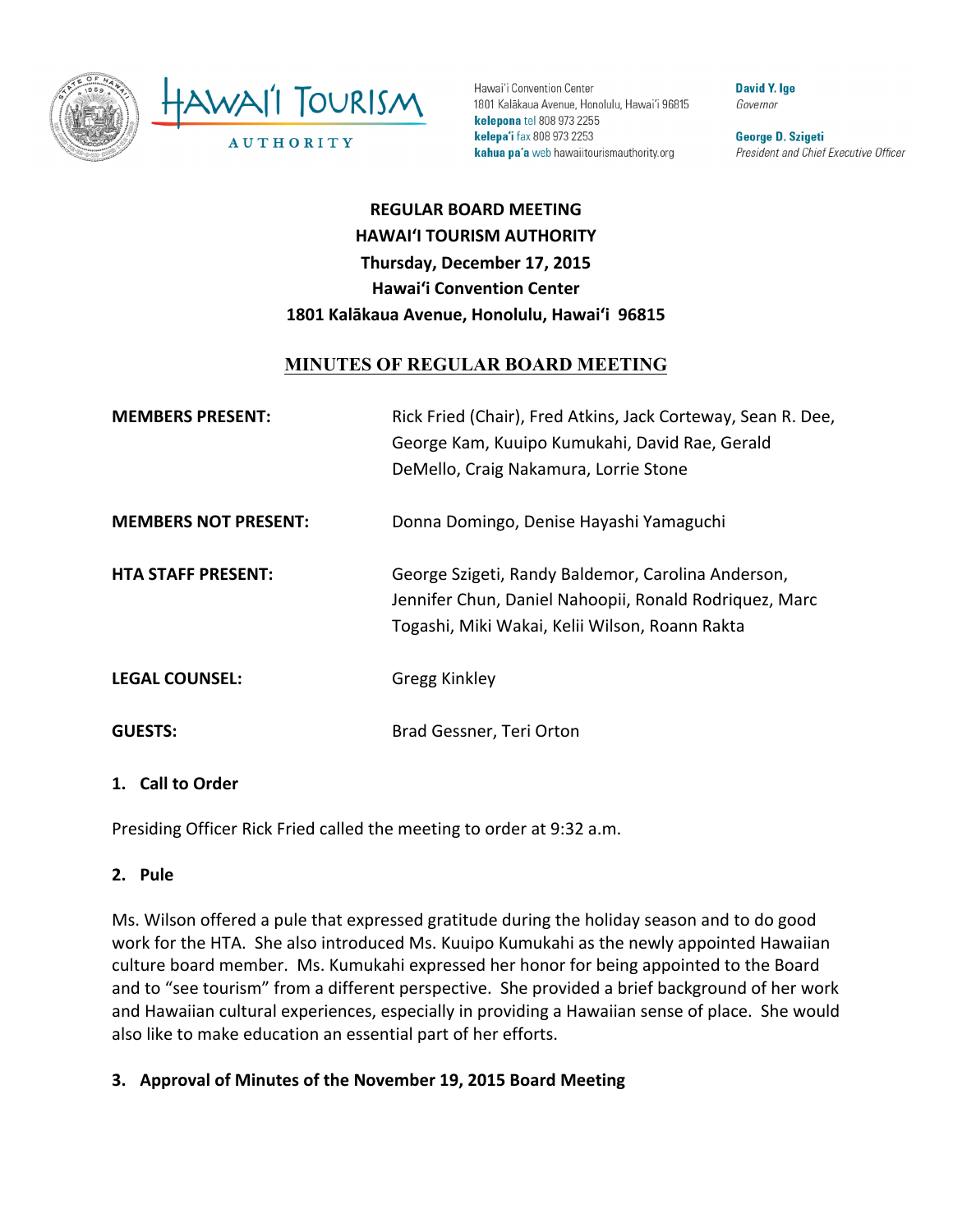Hawai'i Convention Center
1801 Kalākaua Avenue, Honolulu, Hawai'i 96815
**kelepona** tel 808 973 2255
**kelepa'i** fax 808 973 2253
**kahua pa'a** web hawaiitourismauthority.org

**David Y. Ige**
*Governor*

**George D. Szigeti**
*President and Chief Executive Officer*

**REGULAR BOARD MEETING**
**HAWAI'I TOURISM AUTHORITY**
**Thursday, December 17, 2015**
**Hawai'i Convention Center**
**1801 Kalākaua Avenue, Honolulu, Hawai'i 96815**

## MINUTES OF REGULAR BOARD MEETING

**MEMBERS PRESENT:** Rick Fried (Chair), Fred Atkins, Jack Corteway, Sean R. Dee, George Kam, Kuuipo Kumukahi, David Rae, Gerald DeMello, Craig Nakamura, Lorrie Stone

**MEMBERS NOT PRESENT:** Donna Domingo, Denise Hayashi Yamaguchi

**HTA STAFF PRESENT:** George Szigeti, Randy Baldemor, Carolina Anderson, Jennifer Chun, Daniel Nahoopii, Ronald Rodriquez, Marc Togashi, Miki Wakai, Kelii Wilson, Roann Rakta

**LEGAL COUNSEL:** Gregg Kinkley

**GUESTS:** Brad Gessner, Teri Orton

### 1. Call to Order

Presiding Officer Rick Fried called the meeting to order at 9:32 a.m.

### 2. Pule

Ms. Wilson offered a pule that expressed gratitude during the holiday season and to do good work for the HTA. She also introduced Ms. Kuuipo Kumukahi as the newly appointed Hawaiian culture board member. Ms. Kumukahi expressed her honor for being appointed to the Board and to "see tourism" from a different perspective. She provided a brief background of her work and Hawaiian cultural experiences, especially in providing a Hawaiian sense of place. She would also like to make education an essential part of her efforts.

### 3. Approval of Minutes of the November 19, 2015 Board Meeting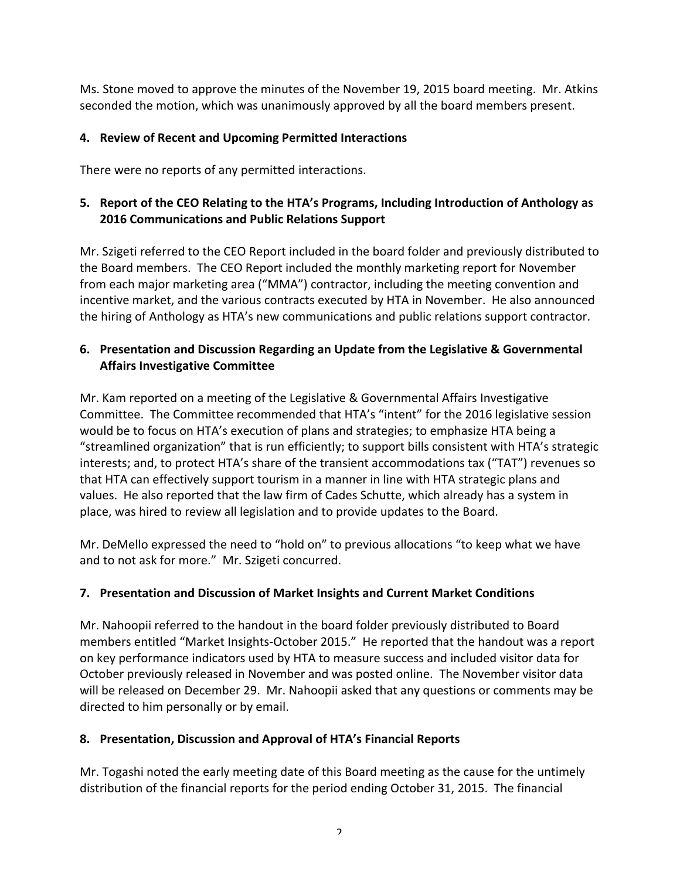Ms. Stone moved to approve the minutes of the November 19, 2015 board meeting. Mr. Atkins seconded the motion, which was unanimously approved by all the board members present.

## 4. Review of Recent and Upcoming Permitted Interactions

There were no reports of any permitted interactions.

## 5. Report of the CEO Relating to the HTA's Programs, Including Introduction of Anthology as 2016 Communications and Public Relations Support

Mr. Szigeti referred to the CEO Report included in the board folder and previously distributed to the Board members. The CEO Report included the monthly marketing report for November from each major marketing area ("MMA") contractor, including the meeting convention and incentive market, and the various contracts executed by HTA in November. He also announced the hiring of Anthology as HTA's new communications and public relations support contractor.

## 6. Presentation and Discussion Regarding an Update from the Legislative & Governmental Affairs Investigative Committee

Mr. Kam reported on a meeting of the Legislative & Governmental Affairs Investigative Committee. The Committee recommended that HTA's "intent" for the 2016 legislative session would be to focus on HTA's execution of plans and strategies; to emphasize HTA being a "streamlined organization" that is run efficiently; to support bills consistent with HTA's strategic interests; and, to protect HTA's share of the transient accommodations tax ("TAT") revenues so that HTA can effectively support tourism in a manner in line with HTA strategic plans and values. He also reported that the law firm of Cades Schutte, which already has a system in place, was hired to review all legislation and to provide updates to the Board.

Mr. DeMello expressed the need to "hold on" to previous allocations "to keep what we have and to not ask for more." Mr. Szigeti concurred.

## 7. Presentation and Discussion of Market Insights and Current Market Conditions

Mr. Nahoopii referred to the handout in the board folder previously distributed to Board members entitled "Market Insights-October 2015." He reported that the handout was a report on key performance indicators used by HTA to measure success and included visitor data for October previously released in November and was posted online. The November visitor data will be released on December 29. Mr. Nahoopii asked that any questions or comments may be directed to him personally or by email.

## 8. Presentation, Discussion and Approval of HTA's Financial Reports

Mr. Togashi noted the early meeting date of this Board meeting as the cause for the untimely distribution of the financial reports for the period ending October 31, 2015. The financial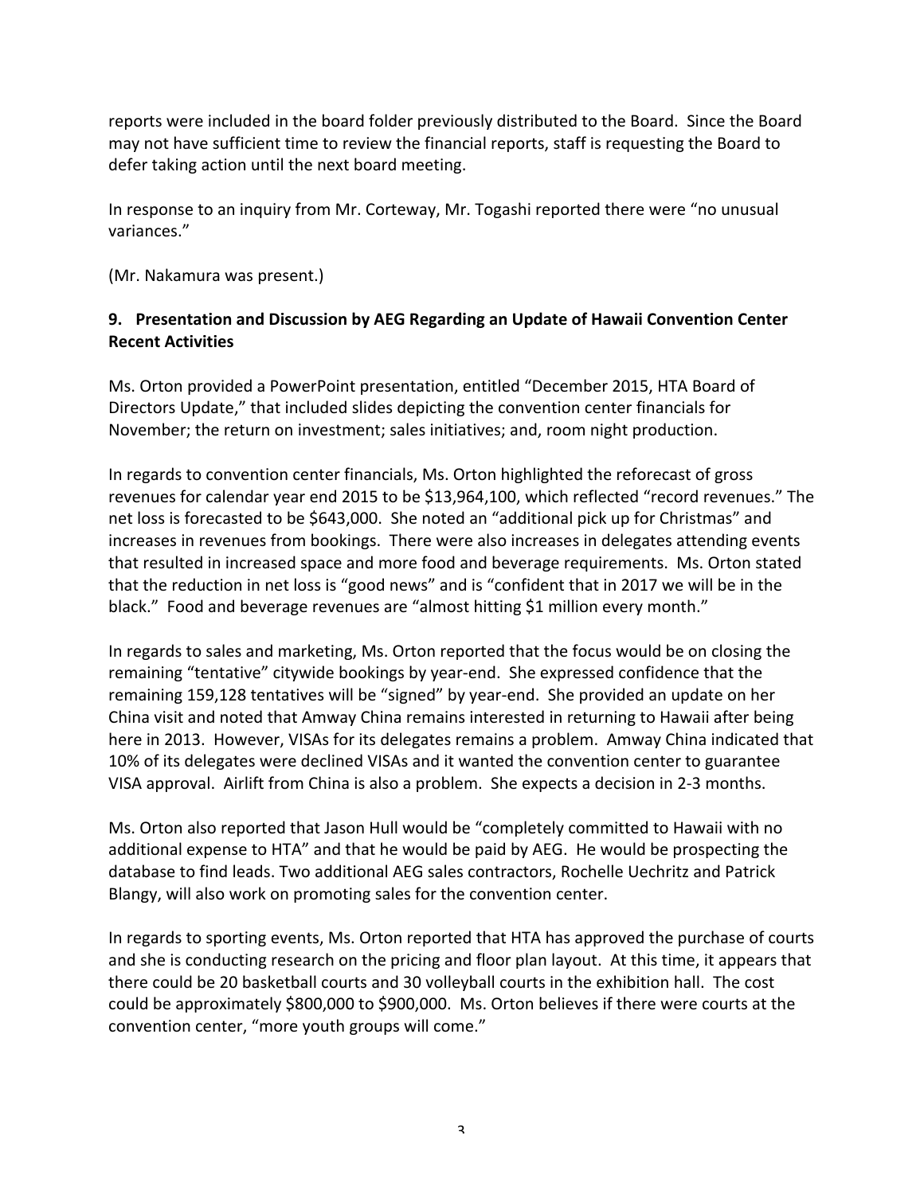reports were included in the board folder previously distributed to the Board. Since the Board may not have sufficient time to review the financial reports, staff is requesting the Board to defer taking action until the next board meeting.

In response to an inquiry from Mr. Corteway, Mr. Togashi reported there were "no unusual variances."

(Mr. Nakamura was present.)

**9. Presentation and Discussion by AEG Regarding an Update of Hawaii Convention Center Recent Activities**

Ms. Orton provided a PowerPoint presentation, entitled "December 2015, HTA Board of Directors Update," that included slides depicting the convention center financials for November; the return on investment; sales initiatives; and, room night production.

In regards to convention center financials, Ms. Orton highlighted the reforecast of gross revenues for calendar year end 2015 to be $13,964,100, which reflected "record revenues." The net loss is forecasted to be $643,000. She noted an "additional pick up for Christmas" and increases in revenues from bookings. There were also increases in delegates attending events that resulted in increased space and more food and beverage requirements. Ms. Orton stated that the reduction in net loss is "good news" and is "confident that in 2017 we will be in the black." Food and beverage revenues are "almost hitting $1 million every month."

In regards to sales and marketing, Ms. Orton reported that the focus would be on closing the remaining "tentative" citywide bookings by year-end. She expressed confidence that the remaining 159,128 tentatives will be "signed" by year-end. She provided an update on her China visit and noted that Amway China remains interested in returning to Hawaii after being here in 2013. However, VISAs for its delegates remains a problem. Amway China indicated that 10% of its delegates were declined VISAs and it wanted the convention center to guarantee VISA approval. Airlift from China is also a problem. She expects a decision in 2-3 months.

Ms. Orton also reported that Jason Hull would be "completely committed to Hawaii with no additional expense to HTA" and that he would be paid by AEG. He would be prospecting the database to find leads. Two additional AEG sales contractors, Rochelle Uechritz and Patrick Blangy, will also work on promoting sales for the convention center.

In regards to sporting events, Ms. Orton reported that HTA has approved the purchase of courts and she is conducting research on the pricing and floor plan layout. At this time, it appears that there could be 20 basketball courts and 30 volleyball courts in the exhibition hall. The cost could be approximately $800,000 to $900,000. Ms. Orton believes if there were courts at the convention center, "more youth groups will come."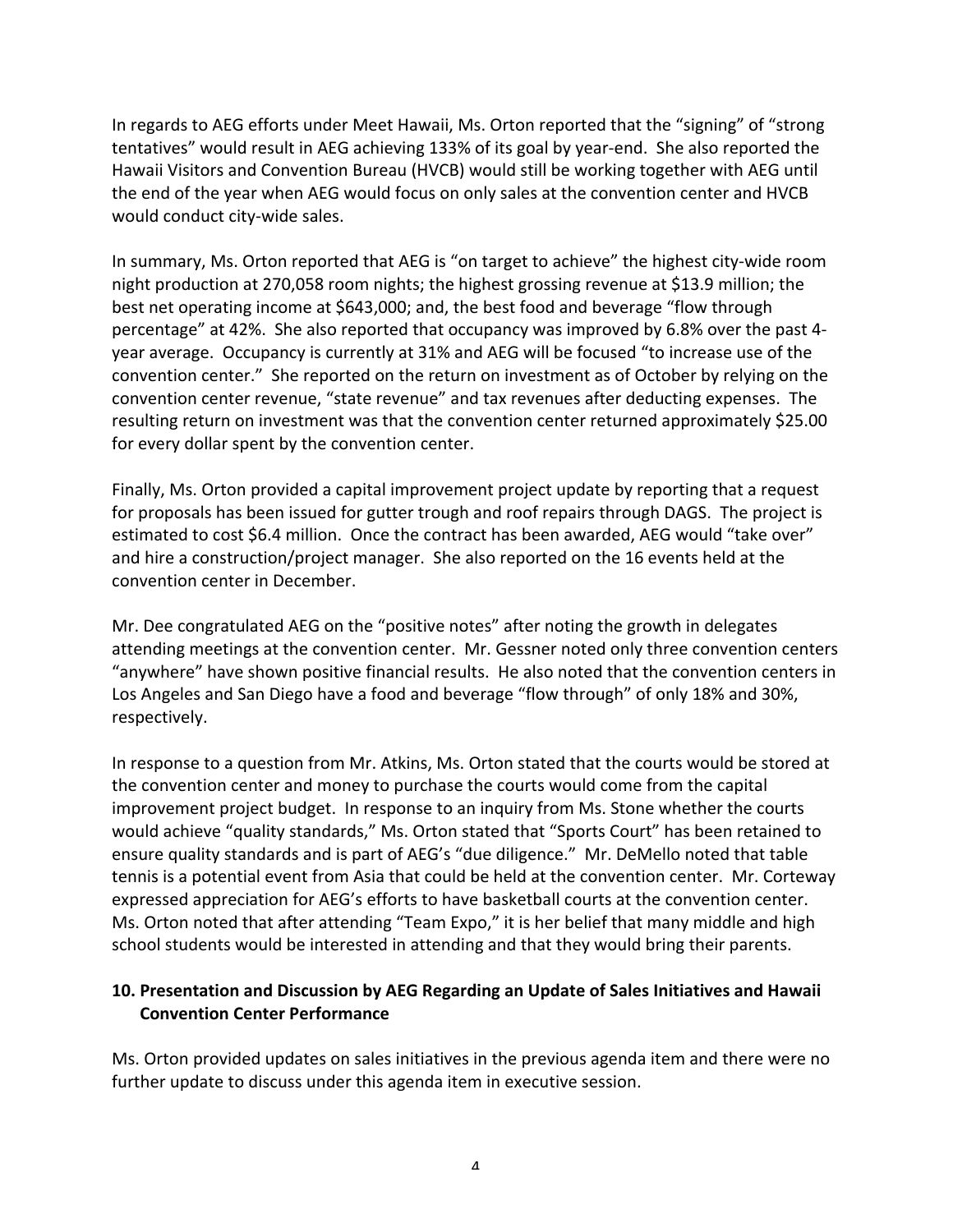In regards to AEG efforts under Meet Hawaii, Ms. Orton reported that the "signing" of "strong tentatives" would result in AEG achieving 133% of its goal by year-end. She also reported the Hawaii Visitors and Convention Bureau (HVCB) would still be working together with AEG until the end of the year when AEG would focus on only sales at the convention center and HVCB would conduct city-wide sales.

In summary, Ms. Orton reported that AEG is "on target to achieve" the highest city-wide room night production at 270,058 room nights; the highest grossing revenue at $13.9 million; the best net operating income at $643,000; and, the best food and beverage "flow through percentage" at 42%. She also reported that occupancy was improved by 6.8% over the past 4-year average. Occupancy is currently at 31% and AEG will be focused "to increase use of the convention center." She reported on the return on investment as of October by relying on the convention center revenue, "state revenue" and tax revenues after deducting expenses. The resulting return on investment was that the convention center returned approximately $25.00 for every dollar spent by the convention center.

Finally, Ms. Orton provided a capital improvement project update by reporting that a request for proposals has been issued for gutter trough and roof repairs through DAGS. The project is estimated to cost $6.4 million. Once the contract has been awarded, AEG would "take over" and hire a construction/project manager. She also reported on the 16 events held at the convention center in December.

Mr. Dee congratulated AEG on the "positive notes" after noting the growth in delegates attending meetings at the convention center. Mr. Gessner noted only three convention centers "anywhere" have shown positive financial results. He also noted that the convention centers in Los Angeles and San Diego have a food and beverage "flow through" of only 18% and 30%, respectively.

In response to a question from Mr. Atkins, Ms. Orton stated that the courts would be stored at the convention center and money to purchase the courts would come from the capital improvement project budget. In response to an inquiry from Ms. Stone whether the courts would achieve "quality standards," Ms. Orton stated that "Sports Court" has been retained to ensure quality standards and is part of AEG's "due diligence." Mr. DeMello noted that table tennis is a potential event from Asia that could be held at the convention center. Mr. Corteway expressed appreciation for AEG's efforts to have basketball courts at the convention center. Ms. Orton noted that after attending "Team Expo," it is her belief that many middle and high school students would be interested in attending and that they would bring their parents.

**10. Presentation and Discussion by AEG Regarding an Update of Sales Initiatives and Hawaii Convention Center Performance**

Ms. Orton provided updates on sales initiatives in the previous agenda item and there were no further update to discuss under this agenda item in executive session.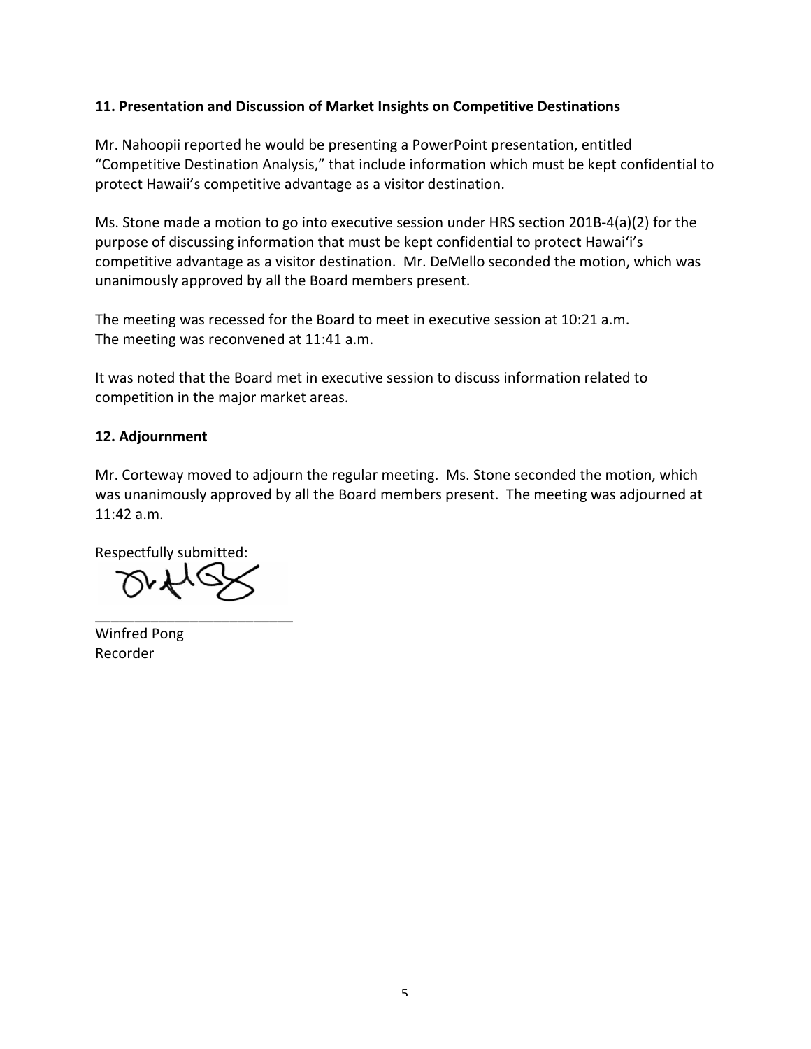**11. Presentation and Discussion of Market Insights on Competitive Destinations**

Mr. Nahoopii reported he would be presenting a PowerPoint presentation, entitled "Competitive Destination Analysis," that include information which must be kept confidential to protect Hawaii's competitive advantage as a visitor destination.

Ms. Stone made a motion to go into executive session under HRS section 201B-4(a)(2) for the purpose of discussing information that must be kept confidential to protect Hawaiʻi's competitive advantage as a visitor destination. Mr. DeMello seconded the motion, which was unanimously approved by all the Board members present.

The meeting was recessed for the Board to meet in executive session at 10:21 a.m.
The meeting was reconvened at 11:41 a.m.

It was noted that the Board met in executive session to discuss information related to competition in the major market areas.

**12. Adjournment**

Mr. Corteway moved to adjourn the regular meeting. Ms. Stone seconded the motion, which was unanimously approved by all the Board members present. The meeting was adjourned at 11:42 a.m.

Respectfully submitted:

\_\_\_\_\_\_\_\_\_\_\_\_\_\_\_\_\_\_\_\_\_\_\_\_\_

Winfred Pong
Recorder